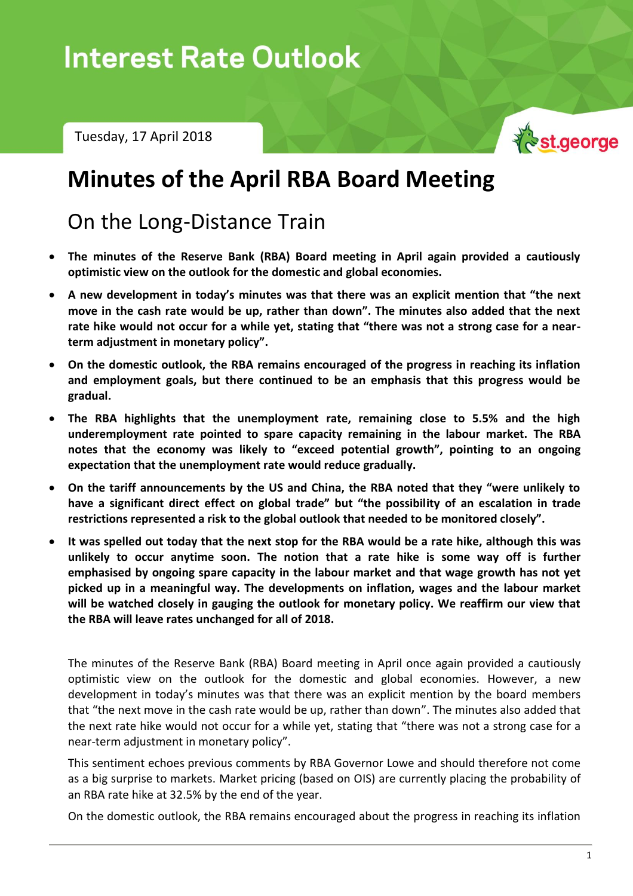# Interest Rate Outlook

Tuesday, 17 April 2018

## Minutes of the April RBA Board Meeting

### On the Long-Distance Train

- **The minutes of the Reserve Bank (RBA) Board meeting in April again provided a cautiously optimistic view on the outlook for the domestic and global economies.**
- **A new development in today's minutes was that there was an explicit mention that "the next move in the cash rate would be up, rather than down". The minutes also added that the next rate hike would not occur for a while yet, stating that "there was not a strong case for a near-term adjustment in monetary policy".**
- **On the domestic outlook, the RBA remains encouraged of the progress in reaching its inflation and employment goals, but there continued to be an emphasis that this progress would be gradual.**
- **The RBA highlights that the unemployment rate, remaining close to 5.5% and the high underemployment rate pointed to spare capacity remaining in the labour market. The RBA notes that the economy was likely to "exceed potential growth", pointing to an ongoing expectation that the unemployment rate would reduce gradually.**
- **On the tariff announcements by the US and China, the RBA noted that they "were unlikely to have a significant direct effect on global trade" but "the possibility of an escalation in trade restrictions represented a risk to the global outlook that needed to be monitored closely".**
- **It was spelled out today that the next stop for the RBA would be a rate hike, although this was unlikely to occur anytime soon. The notion that a rate hike is some way off is further emphasised by ongoing spare capacity in the labour market and that wage growth has not yet picked up in a meaningful way. The developments on inflation, wages and the labour market will be watched closely in gauging the outlook for monetary policy. We reaffirm our view that the RBA will leave rates unchanged for all of 2018.**

The minutes of the Reserve Bank (RBA) Board meeting in April once again provided a cautiously optimistic view on the outlook for the domestic and global economies. However, a new development in today's minutes was that there was an explicit mention by the board members that "the next move in the cash rate would be up, rather than down". The minutes also added that the next rate hike would not occur for a while yet, stating that "there was not a strong case for a near-term adjustment in monetary policy".

This sentiment echoes previous comments by RBA Governor Lowe and should therefore not come as a big surprise to markets. Market pricing (based on OIS) are currently placing the probability of an RBA rate hike at 32.5% by the end of the year.

On the domestic outlook, the RBA remains encouraged about the progress in reaching its inflation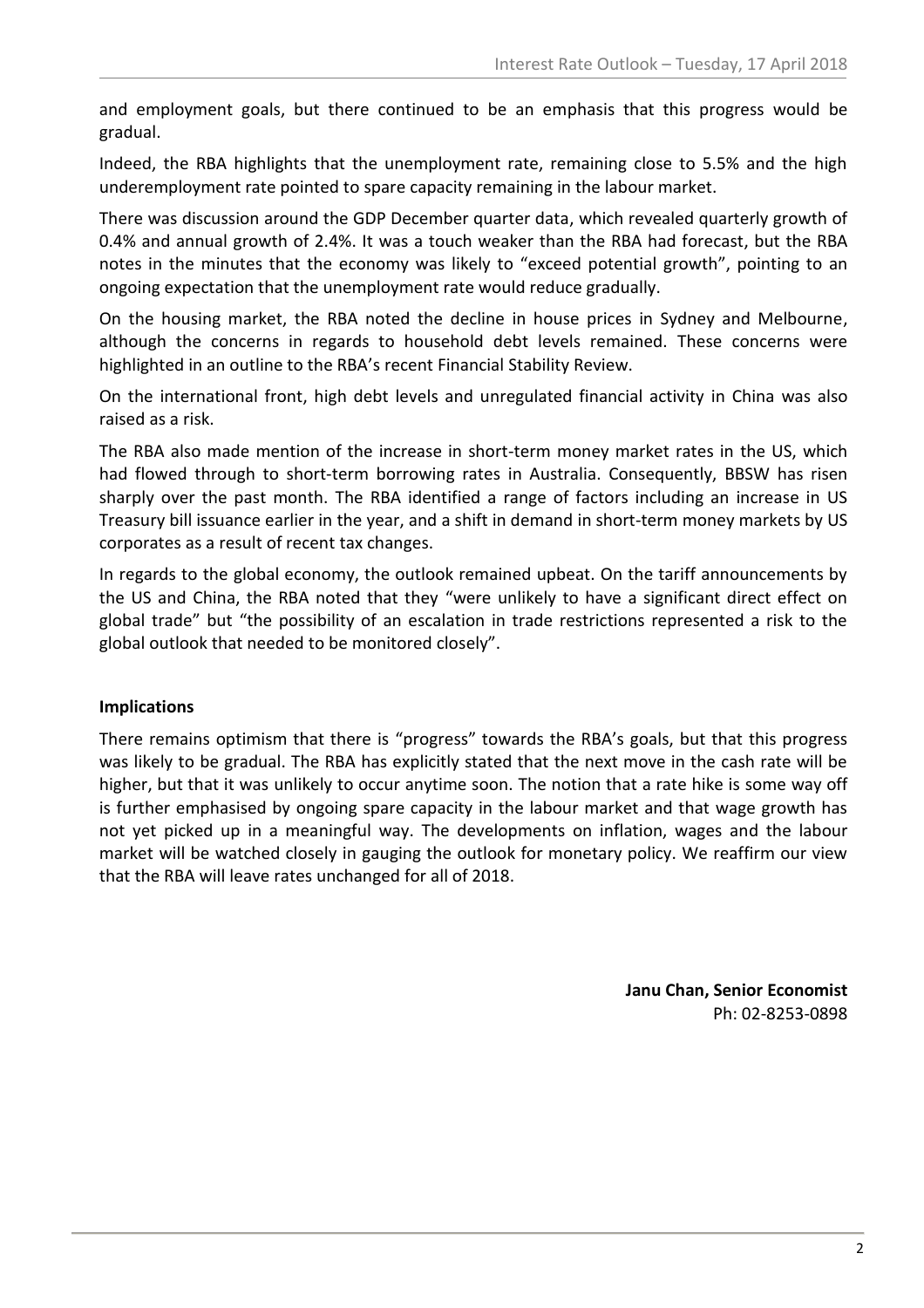and employment goals, but there continued to be an emphasis that this progress would be gradual.

Indeed, the RBA highlights that the unemployment rate, remaining close to 5.5% and the high underemployment rate pointed to spare capacity remaining in the labour market.

There was discussion around the GDP December quarter data, which revealed quarterly growth of 0.4% and annual growth of 2.4%. It was a touch weaker than the RBA had forecast, but the RBA notes in the minutes that the economy was likely to "exceed potential growth", pointing to an ongoing expectation that the unemployment rate would reduce gradually.

On the housing market, the RBA noted the decline in house prices in Sydney and Melbourne, although the concerns in regards to household debt levels remained. These concerns were highlighted in an outline to the RBA's recent Financial Stability Review.

On the international front, high debt levels and unregulated financial activity in China was also raised as a risk.

The RBA also made mention of the increase in short-term money market rates in the US, which had flowed through to short-term borrowing rates in Australia. Consequently, BBSW has risen sharply over the past month. The RBA identified a range of factors including an increase in US Treasury bill issuance earlier in the year, and a shift in demand in short-term money markets by US corporates as a result of recent tax changes.

In regards to the global economy, the outlook remained upbeat. On the tariff announcements by the US and China, the RBA noted that they "were unlikely to have a significant direct effect on global trade" but "the possibility of an escalation in trade restrictions represented a risk to the global outlook that needed to be monitored closely".

**Implications**

There remains optimism that there is "progress" towards the RBA's goals, but that this progress was likely to be gradual. The RBA has explicitly stated that the next move in the cash rate will be higher, but that it was unlikely to occur anytime soon. The notion that a rate hike is some way off is further emphasised by ongoing spare capacity in the labour market and that wage growth has not yet picked up in a meaningful way. The developments on inflation, wages and the labour market will be watched closely in gauging the outlook for monetary policy. We reaffirm our view that the RBA will leave rates unchanged for all of 2018.

**Janu Chan, Senior Economist**
Ph: 02-8253-0898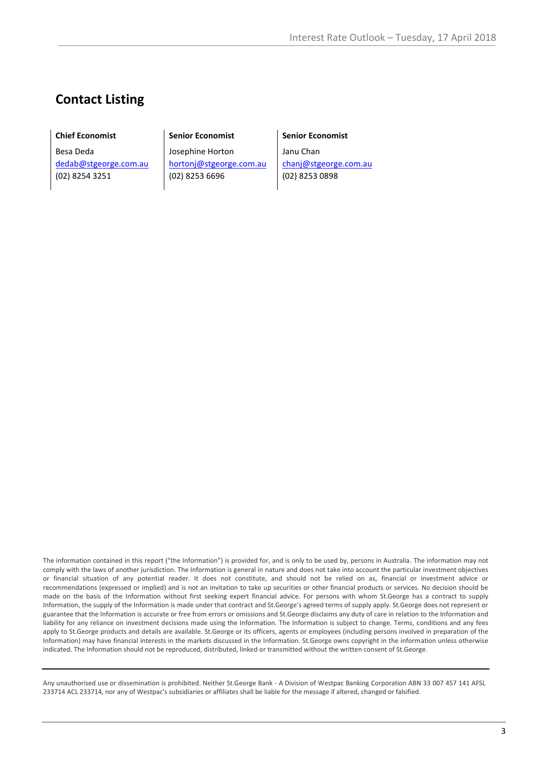## Contact Listing

**Chief Economist**

Besa Deda
dedab@stgeorge.com.au
(02) 8254 3251

**Senior Economist**

Josephine Horton
hortonj@stgeorge.com.au
(02) 8253 6696

**Senior Economist**

Janu Chan
chanj@stgeorge.com.au
(02) 8253 0898

The information contained in this report ("the Information") is provided for, and is only to be used by, persons in Australia. The information may not comply with the laws of another jurisdiction. The Information is general in nature and does not take into account the particular investment objectives or financial situation of any potential reader. It does not constitute, and should not be relied on as, financial or investment advice or recommendations (expressed or implied) and is not an invitation to take up securities or other financial products or services. No decision should be made on the basis of the Information without first seeking expert financial advice. For persons with whom St.George has a contract to supply Information, the supply of the Information is made under that contract and St.George's agreed terms of supply apply. St.George does not represent or guarantee that the Information is accurate or free from errors or omissions and St.George disclaims any duty of care in relation to the Information and liability for any reliance on investment decisions made using the Information. The Information is subject to change. Terms, conditions and any fees apply to St.George products and details are available. St.George or its officers, agents or employees (including persons involved in preparation of the Information) may have financial interests in the markets discussed in the Information. St.George owns copyright in the information unless otherwise indicated. The Information should not be reproduced, distributed, linked or transmitted without the written consent of St.George.

Any unauthorised use or dissemination is prohibited. Neither St.George Bank - A Division of Westpac Banking Corporation ABN 33 007 457 141 AFSL 233714 ACL 233714, nor any of Westpac's subsidiaries or affiliates shall be liable for the message if altered, changed or falsified.